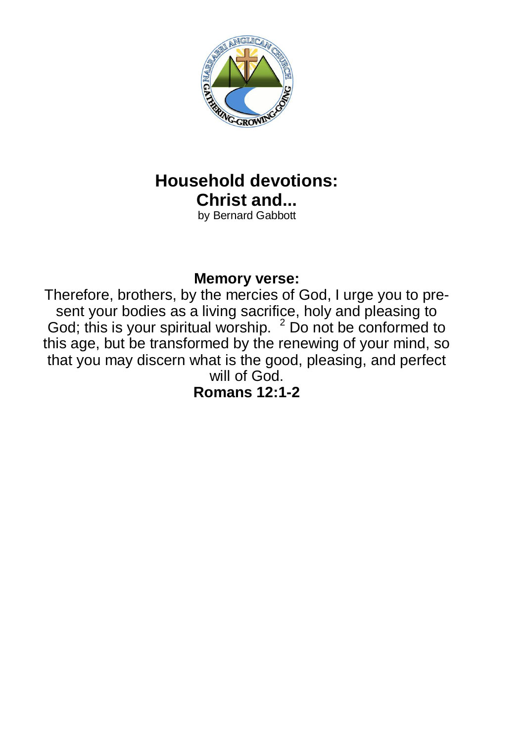# Household devotions: Christ and...

by Bernard Gabbott

**Memory verse:**

Therefore, brothers, by the mercies of God, I urge you to present your bodies as a living sacrifice, holy and pleasing to God; this is your spiritual worship. [2] Do not be conformed to this age, but be transformed by the renewing of your mind, so that you may discern what is the good, pleasing, and perfect will of God.

**Romans 12:1-2**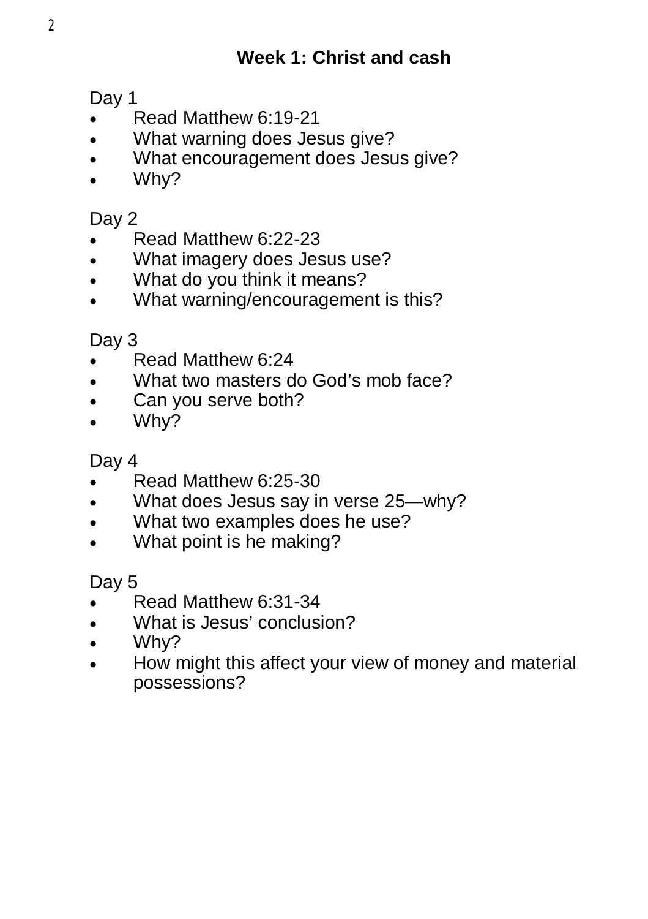## Week 1: Christ and cash

Day 1

- Read Matthew 6:19-21
- What warning does Jesus give?
- What encouragement does Jesus give?
- Why?

Day 2

- Read Matthew 6:22-23
- What imagery does Jesus use?
- What do you think it means?
- What warning/encouragement is this?

Day 3

- Read Matthew 6:24
- What two masters do God's mob face?
- Can you serve both?
- Why?

Day 4

- Read Matthew 6:25-30
- What does Jesus say in verse 25—why?
- What two examples does he use?
- What point is he making?

Day 5

- Read Matthew 6:31-34
- What is Jesus' conclusion?
- Why?
- How might this affect your view of money and material possessions?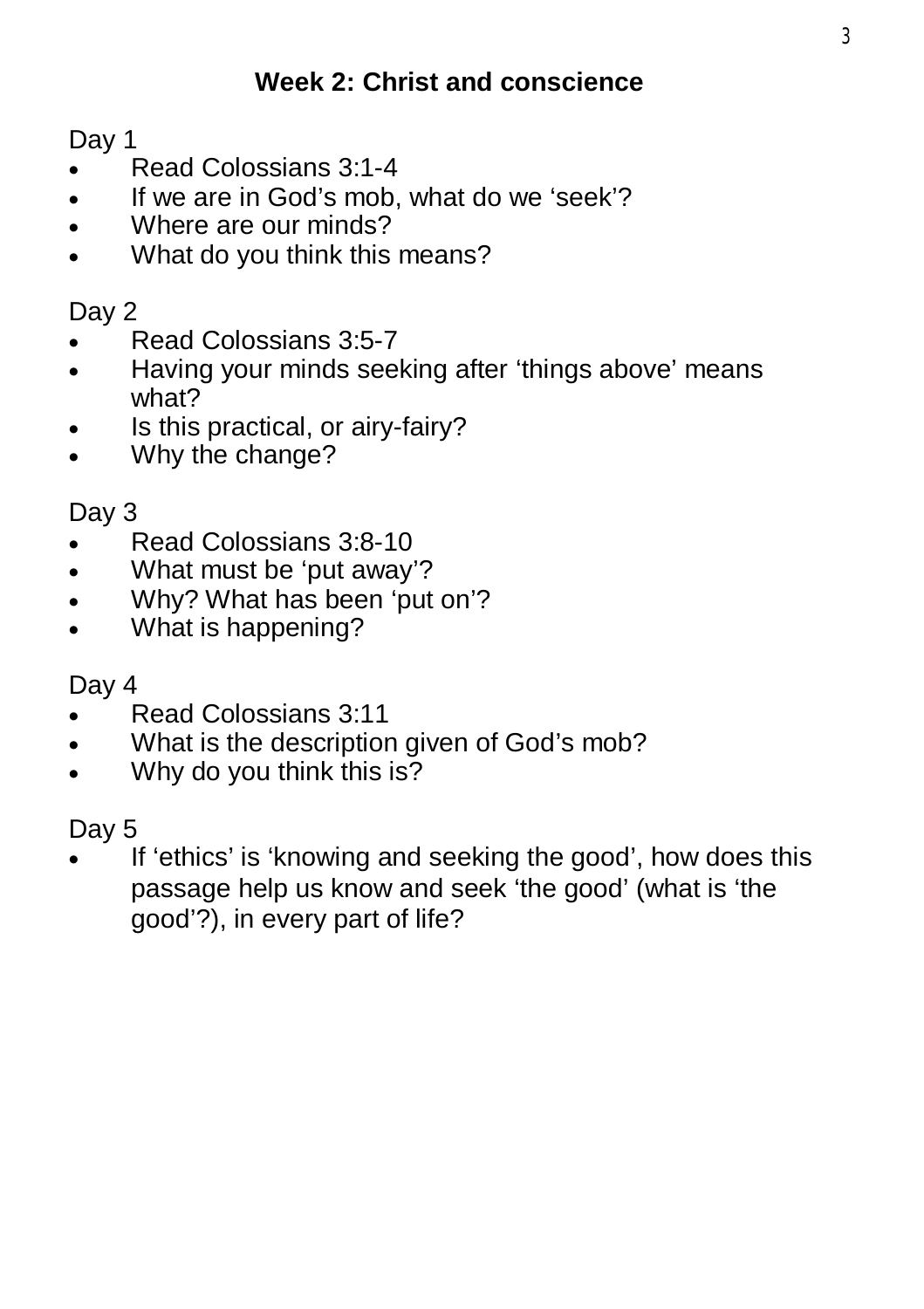## Week 2: Christ and conscience

Day 1

- Read Colossians 3:1-4
- If we are in God’s mob, what do we ‘seek’?
- Where are our minds?
- What do you think this means?

Day 2

- Read Colossians 3:5-7
- Having your minds seeking after ‘things above’ means what?
- Is this practical, or airy-fairy?
- Why the change?

Day 3

- Read Colossians 3:8-10
- What must be ‘put away’?
- Why? What has been ‘put on’?
- What is happening?

Day 4

- Read Colossians 3:11
- What is the description given of God’s mob?
- Why do you think this is?

Day 5

- If ‘ethics’ is ‘knowing and seeking the good’, how does this passage help us know and seek ‘the good’ (what is ‘the good’?), in every part of life?